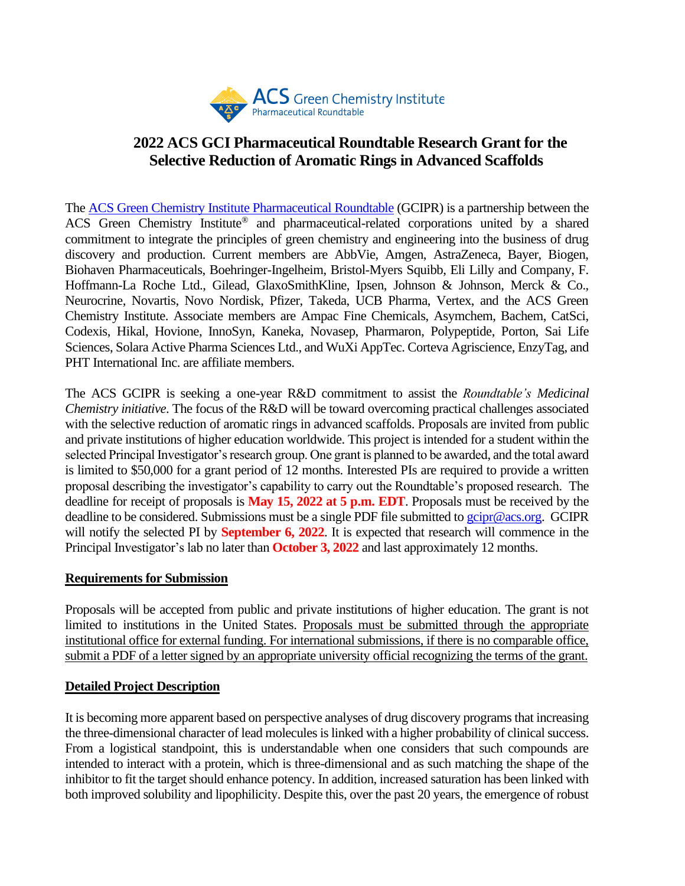# 2022 ACS GCI Pharmaceutical Roundtable Research Grant for the Selective Reduction of Aromatic Rings in Advanced Scaffolds

The ACS Green Chemistry Institute Pharmaceutical Roundtable (GCIPR) is a partnership between the ACS Green Chemistry Institute® and pharmaceutical-related corporations united by a shared commitment to integrate the principles of green chemistry and engineering into the business of drug discovery and production. Current members are AbbVie, Amgen, AstraZeneca, Bayer, Biogen, Biohaven Pharmaceuticals, Boehringer-Ingelheim, Bristol-Myers Squibb, Eli Lilly and Company, F. Hoffmann-La Roche Ltd., Gilead, GlaxoSmithKline, Ipsen, Johnson & Johnson, Merck & Co., Neurocrine, Novartis, Novo Nordisk, Pfizer, Takeda, UCB Pharma, Vertex, and the ACS Green Chemistry Institute. Associate members are Ampac Fine Chemicals, Asymchem, Bachem, CatSci, Codexis, Hikal, Hovione, InnoSyn, Kaneka, Novasep, Pharmaron, Polypeptide, Porton, Sai Life Sciences, Solara Active Pharma Sciences Ltd., and WuXi AppTec. Corteva Agriscience, EnzyTag, and PHT International Inc. are affiliate members.

The ACS GCIPR is seeking a one-year R&D commitment to assist the *Roundtable's Medicinal Chemistry initiative*. The focus of the R&D will be toward overcoming practical challenges associated with the selective reduction of aromatic rings in advanced scaffolds. Proposals are invited from public and private institutions of higher education worldwide. This project is intended for a student within the selected Principal Investigator's research group. One grant is planned to be awarded, and the total award is limited to $50,000 for a grant period of 12 months. Interested PIs are required to provide a written proposal describing the investigator's capability to carry out the Roundtable's proposed research. The deadline for receipt of proposals is **May 15, 2022 at 5 p.m. EDT**. Proposals must be received by the deadline to be considered. Submissions must be a single PDF file submitted to gcipr@acs.org. GCIPR will notify the selected PI by **September 6, 2022**. It is expected that research will commence in the Principal Investigator's lab no later than **October 3, 2022** and last approximately 12 months.

## Requirements for Submission

Proposals will be accepted from public and private institutions of higher education. The grant is not limited to institutions in the United States. Proposals must be submitted through the appropriate institutional office for external funding. For international submissions, if there is no comparable office, submit a PDF of a letter signed by an appropriate university official recognizing the terms of the grant.

## Detailed Project Description

It is becoming more apparent based on perspective analyses of drug discovery programs that increasing the three-dimensional character of lead molecules is linked with a higher probability of clinical success. From a logistical standpoint, this is understandable when one considers that such compounds are intended to interact with a protein, which is three-dimensional and as such matching the shape of the inhibitor to fit the target should enhance potency. In addition, increased saturation has been linked with both improved solubility and lipophilicity. Despite this, over the past 20 years, the emergence of robust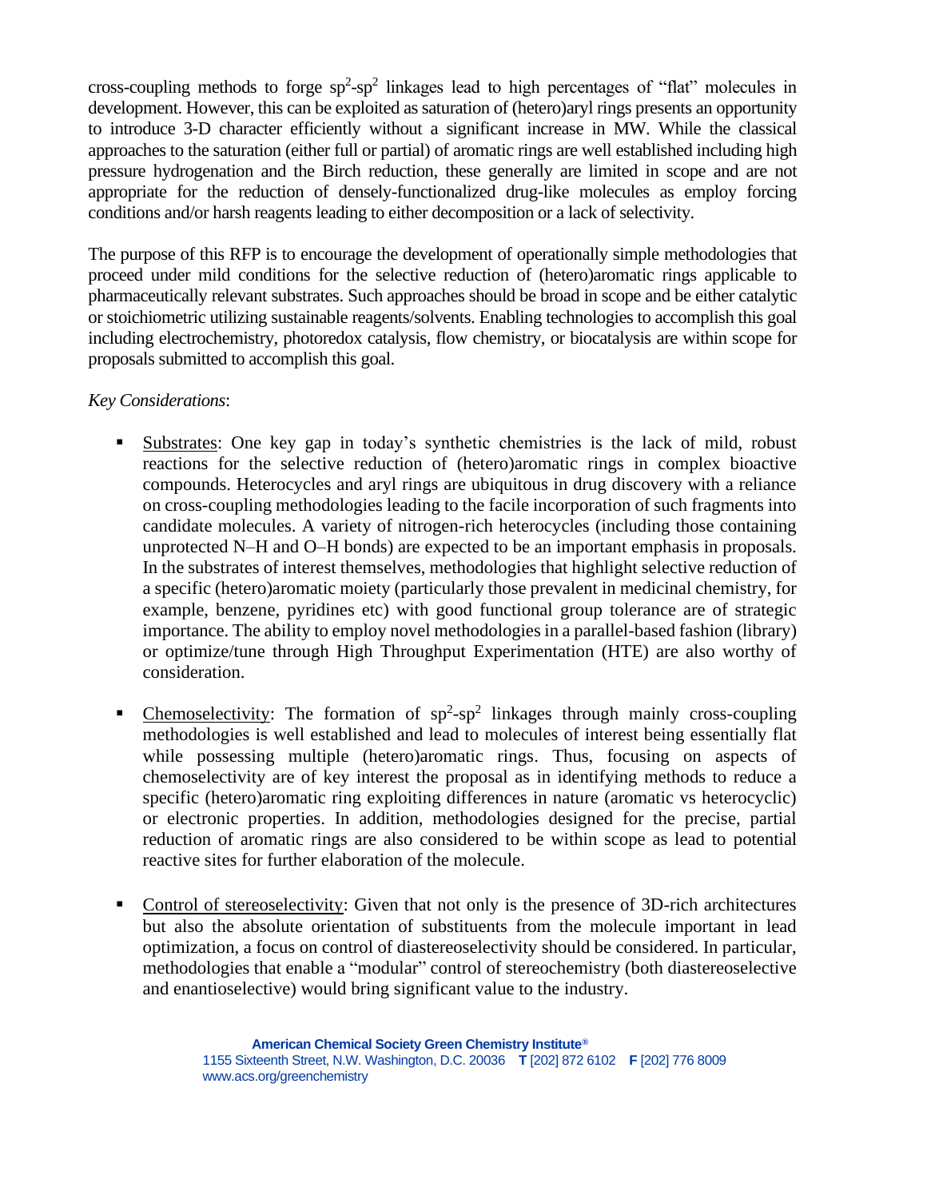cross-coupling methods to forge $sp^2$-$sp^2$ linkages lead to high percentages of "flat" molecules in development. However, this can be exploited as saturation of (hetero)aryl rings presents an opportunity to introduce 3-D character efficiently without a significant increase in MW. While the classical approaches to the saturation (either full or partial) of aromatic rings are well established including high pressure hydrogenation and the Birch reduction, these generally are limited in scope and are not appropriate for the reduction of densely-functionalized drug-like molecules as employ forcing conditions and/or harsh reagents leading to either decomposition or a lack of selectivity.

The purpose of this RFP is to encourage the development of operationally simple methodologies that proceed under mild conditions for the selective reduction of (hetero)aromatic rings applicable to pharmaceutically relevant substrates. Such approaches should be broad in scope and be either catalytic or stoichiometric utilizing sustainable reagents/solvents. Enabling technologies to accomplish this goal including electrochemistry, photoredox catalysis, flow chemistry, or biocatalysis are within scope for proposals submitted to accomplish this goal.

*Key Considerations*:

- Substrates: One key gap in today's synthetic chemistries is the lack of mild, robust reactions for the selective reduction of (hetero)aromatic rings in complex bioactive compounds. Heterocycles and aryl rings are ubiquitous in drug discovery with a reliance on cross-coupling methodologies leading to the facile incorporation of such fragments into candidate molecules. A variety of nitrogen-rich heterocycles (including those containing unprotected N–H and O–H bonds) are expected to be an important emphasis in proposals. In the substrates of interest themselves, methodologies that highlight selective reduction of a specific (hetero)aromatic moiety (particularly those prevalent in medicinal chemistry, for example, benzene, pyridines etc) with good functional group tolerance are of strategic importance. The ability to employ novel methodologies in a parallel-based fashion (library) or optimize/tune through High Throughput Experimentation (HTE) are also worthy of consideration.

- Chemoselectivity: The formation of $sp^2$-$sp^2$ linkages through mainly cross-coupling methodologies is well established and lead to molecules of interest being essentially flat while possessing multiple (hetero)aromatic rings. Thus, focusing on aspects of chemoselectivity are of key interest the proposal as in identifying methods to reduce a specific (hetero)aromatic ring exploiting differences in nature (aromatic vs heterocyclic) or electronic properties. In addition, methodologies designed for the precise, partial reduction of aromatic rings are also considered to be within scope as lead to potential reactive sites for further elaboration of the molecule.

- Control of stereoselectivity: Given that not only is the presence of 3D-rich architectures but also the absolute orientation of substituents from the molecule important in lead optimization, a focus on control of diastereoselectivity should be considered. In particular, methodologies that enable a "modular" control of stereochemistry (both diastereoselective and enantioselective) would bring significant value to the industry.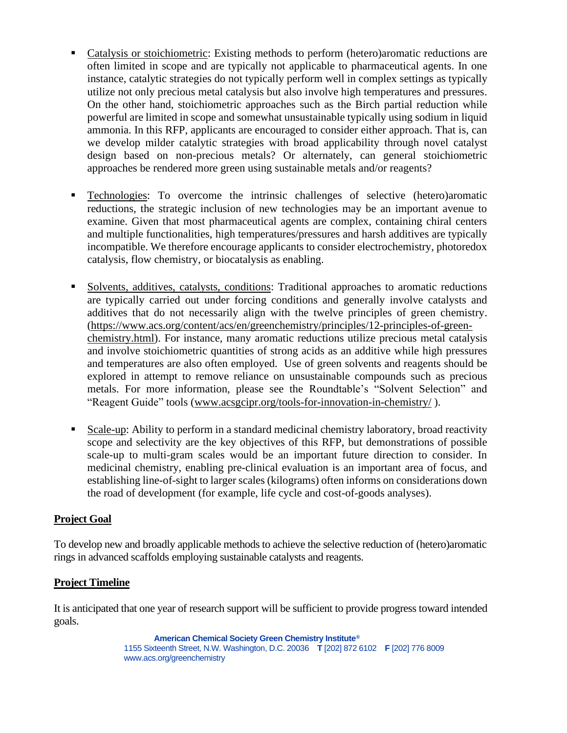- Catalysis or stoichiometric: Existing methods to perform (hetero)aromatic reductions are often limited in scope and are typically not applicable to pharmaceutical agents. In one instance, catalytic strategies do not typically perform well in complex settings as typically utilize not only precious metal catalysis but also involve high temperatures and pressures. On the other hand, stoichiometric approaches such as the Birch partial reduction while powerful are limited in scope and somewhat unsustainable typically using sodium in liquid ammonia. In this RFP, applicants are encouraged to consider either approach. That is, can we develop milder catalytic strategies with broad applicability through novel catalyst design based on non-precious metals? Or alternately, can general stoichiometric approaches be rendered more green using sustainable metals and/or reagents?

- Technologies: To overcome the intrinsic challenges of selective (hetero)aromatic reductions, the strategic inclusion of new technologies may be an important avenue to examine. Given that most pharmaceutical agents are complex, containing chiral centers and multiple functionalities, high temperatures/pressures and harsh additives are typically incompatible. We therefore encourage applicants to consider electrochemistry, photoredox catalysis, flow chemistry, or biocatalysis as enabling.

- Solvents, additives, catalysts, conditions: Traditional approaches to aromatic reductions are typically carried out under forcing conditions and generally involve catalysts and additives that do not necessarily align with the twelve principles of green chemistry. (https://www.acs.org/content/acs/en/greenchemistry/principles/12-principles-of-green-chemistry.html). For instance, many aromatic reductions utilize precious metal catalysis and involve stoichiometric quantities of strong acids as an additive while high pressures and temperatures are also often employed. Use of green solvents and reagents should be explored in attempt to remove reliance on unsustainable compounds such as precious metals. For more information, please see the Roundtable's "Solvent Selection" and "Reagent Guide" tools (www.acsgcipr.org/tools-for-innovation-in-chemistry/ ).

- Scale-up: Ability to perform in a standard medicinal chemistry laboratory, broad reactivity scope and selectivity are the key objectives of this RFP, but demonstrations of possible scale-up to multi-gram scales would be an important future direction to consider. In medicinal chemistry, enabling pre-clinical evaluation is an important area of focus, and establishing line-of-sight to larger scales (kilograms) often informs on considerations down the road of development (for example, life cycle and cost-of-goods analyses).

## Project Goal

To develop new and broadly applicable methods to achieve the selective reduction of (hetero)aromatic rings in advanced scaffolds employing sustainable catalysts and reagents.

## Project Timeline

It is anticipated that one year of research support will be sufficient to provide progress toward intended goals.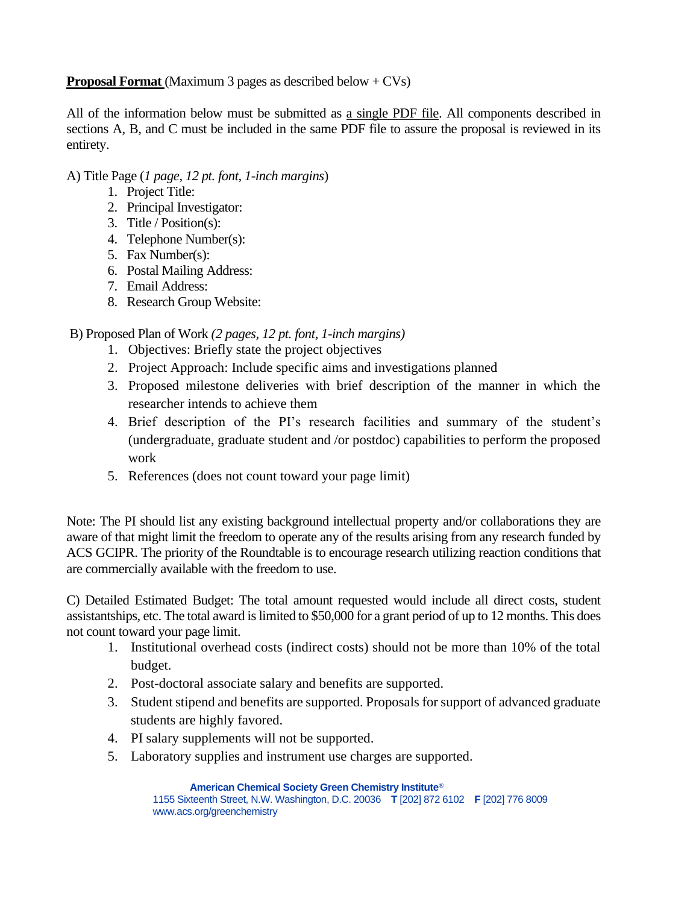**Proposal Format** (Maximum 3 pages as described below + CVs)

All of the information below must be submitted as a single PDF file. All components described in sections A, B, and C must be included in the same PDF file to assure the proposal is reviewed in its entirety.

A) Title Page (*1 page, 12 pt. font, 1-inch margins*)

1. Project Title:
2. Principal Investigator:
3. Title / Position(s):
4. Telephone Number(s):
5. Fax Number(s):
6. Postal Mailing Address:
7. Email Address:
8. Research Group Website:

B) Proposed Plan of Work *(2 pages, 12 pt. font, 1-inch margins)*

1. Objectives: Briefly state the project objectives
2. Project Approach: Include specific aims and investigations planned
3. Proposed milestone deliveries with brief description of the manner in which the researcher intends to achieve them
4. Brief description of the PI's research facilities and summary of the student's (undergraduate, graduate student and /or postdoc) capabilities to perform the proposed work
5. References (does not count toward your page limit)

Note: The PI should list any existing background intellectual property and/or collaborations they are aware of that might limit the freedom to operate any of the results arising from any research funded by ACS GCIPR. The priority of the Roundtable is to encourage research utilizing reaction conditions that are commercially available with the freedom to use.

C) Detailed Estimated Budget: The total amount requested would include all direct costs, student assistantships, etc. The total award is limited to $50,000 for a grant period of up to 12 months. This does not count toward your page limit.

1. Institutional overhead costs (indirect costs) should not be more than 10% of the total budget.
2. Post-doctoral associate salary and benefits are supported.
3. Student stipend and benefits are supported. Proposals for support of advanced graduate students are highly favored.
4. PI salary supplements will not be supported.
5. Laboratory supplies and instrument use charges are supported.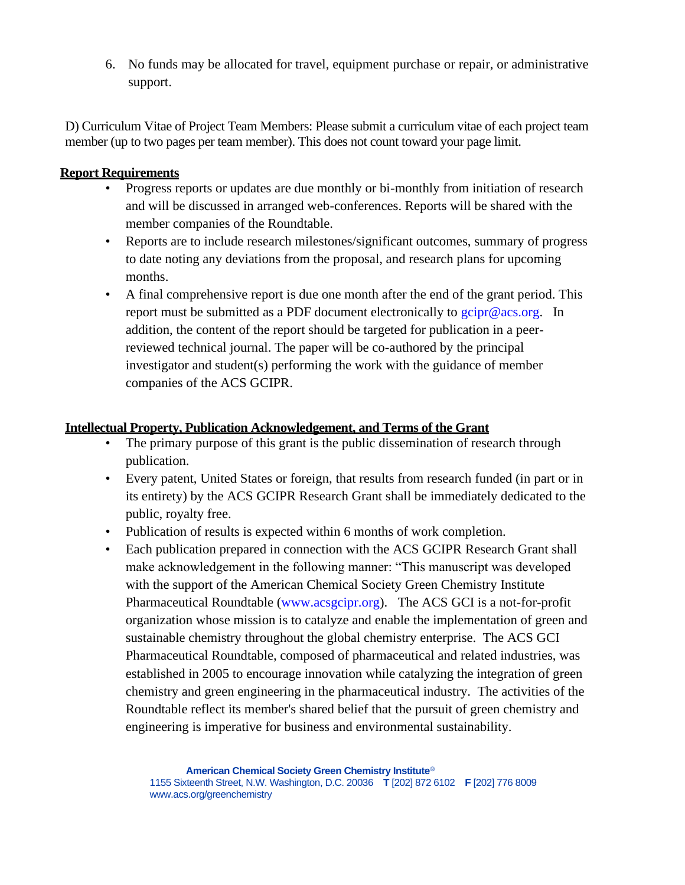6. No funds may be allocated for travel, equipment purchase or repair, or administrative support.

D) Curriculum Vitae of Project Team Members: Please submit a curriculum vitae of each project team member (up to two pages per team member). This does not count toward your page limit.

**Report Requirements**

- Progress reports or updates are due monthly or bi-monthly from initiation of research and will be discussed in arranged web-conferences. Reports will be shared with the member companies of the Roundtable.
- Reports are to include research milestones/significant outcomes, summary of progress to date noting any deviations from the proposal, and research plans for upcoming months.
- A final comprehensive report is due one month after the end of the grant period. This report must be submitted as a PDF document electronically to gcipr@acs.org. In addition, the content of the report should be targeted for publication in a peer-reviewed technical journal. The paper will be co-authored by the principal investigator and student(s) performing the work with the guidance of member companies of the ACS GCIPR.

**Intellectual Property, Publication Acknowledgement, and Terms of the Grant**

- The primary purpose of this grant is the public dissemination of research through publication.
- Every patent, United States or foreign, that results from research funded (in part or in its entirety) by the ACS GCIPR Research Grant shall be immediately dedicated to the public, royalty free.
- Publication of results is expected within 6 months of work completion.
- Each publication prepared in connection with the ACS GCIPR Research Grant shall make acknowledgement in the following manner: "This manuscript was developed with the support of the American Chemical Society Green Chemistry Institute Pharmaceutical Roundtable (www.acsgcipr.org). The ACS GCI is a not-for-profit organization whose mission is to catalyze and enable the implementation of green and sustainable chemistry throughout the global chemistry enterprise. The ACS GCI Pharmaceutical Roundtable, composed of pharmaceutical and related industries, was established in 2005 to encourage innovation while catalyzing the integration of green chemistry and green engineering in the pharmaceutical industry. The activities of the Roundtable reflect its member's shared belief that the pursuit of green chemistry and engineering is imperative for business and environmental sustainability.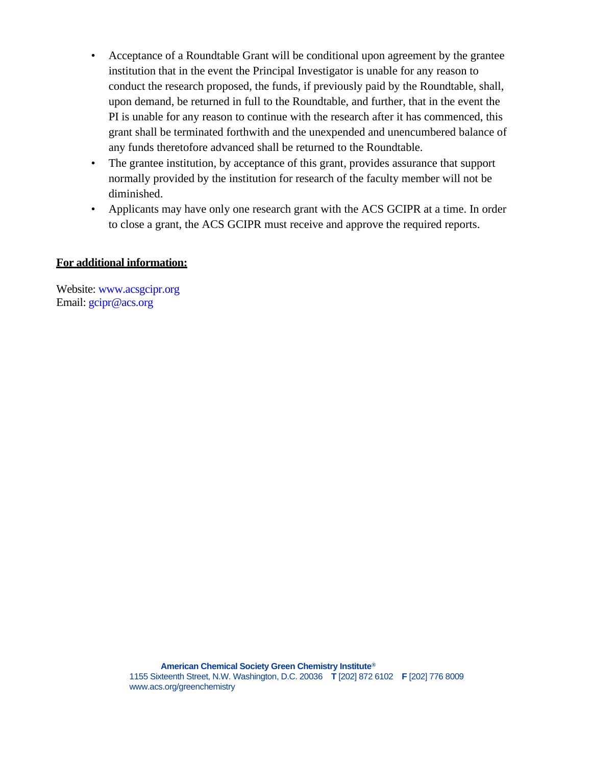- Acceptance of a Roundtable Grant will be conditional upon agreement by the grantee institution that in the event the Principal Investigator is unable for any reason to conduct the research proposed, the funds, if previously paid by the Roundtable, shall, upon demand, be returned in full to the Roundtable, and further, that in the event the PI is unable for any reason to continue with the research after it has commenced, this grant shall be terminated forthwith and the unexpended and unencumbered balance of any funds theretofore advanced shall be returned to the Roundtable.
- The grantee institution, by acceptance of this grant, provides assurance that support normally provided by the institution for research of the faculty member will not be diminished.
- Applicants may have only one research grant with the ACS GCIPR at a time. In order to close a grant, the ACS GCIPR must receive and approve the required reports.

**For additional information:**

Website: www.acsgcipr.org
Email: gcipr@acs.org